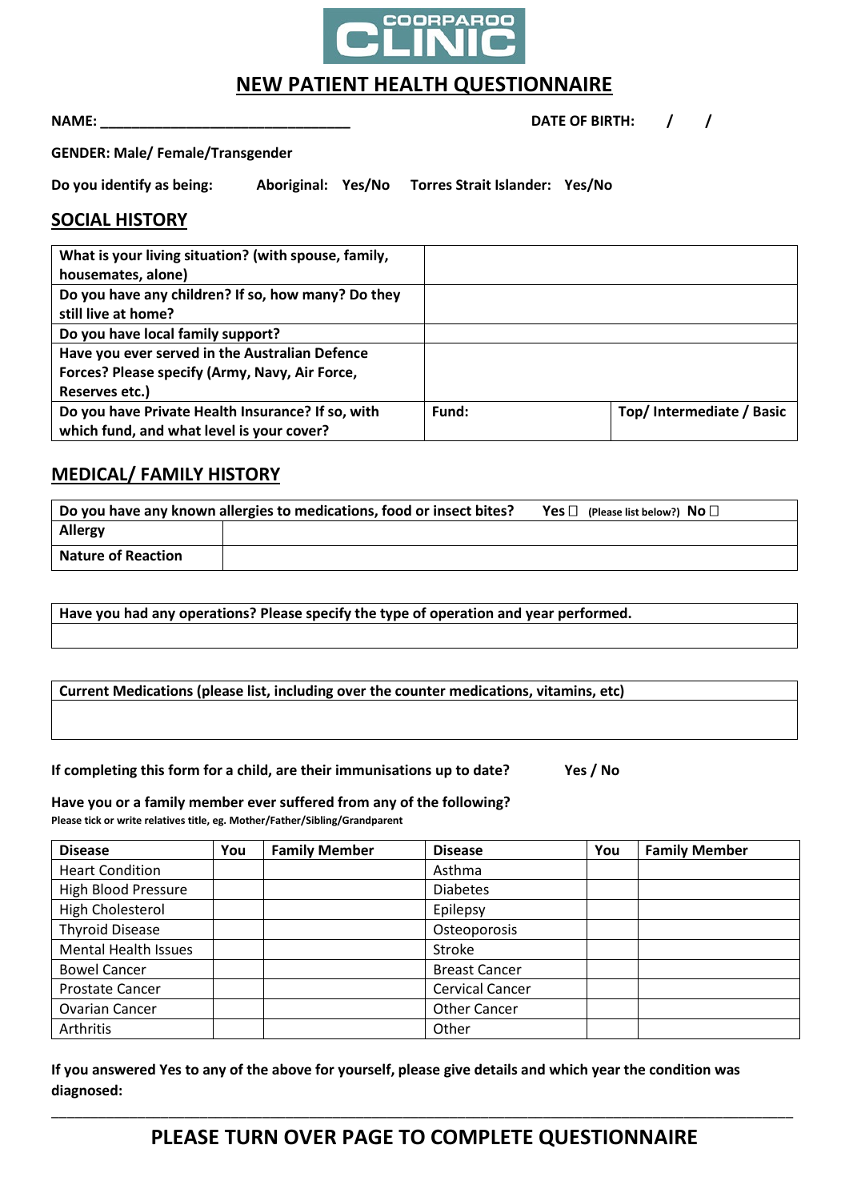# COORPAROO CLINIC

## NEW PATIENT HEALTH QUESTIONNAIRE

**NAME:** ________________________________ **DATE OF BIRTH:** / /

**GENDER: Male/ Female/Transgender**

**Do you identify as being:** **Aboriginal: Yes/No** **Torres Strait Islander: Yes/No**

## SOCIAL HISTORY

| | | |
|---|---|---|
| **What is your living situation? (with spouse, family, housemates, alone)** | | |
| **Do you have any children? If so, how many? Do they still live at home?** | | |
| **Do you have local family support?** | | |
| **Have you ever served in the Australian Defence Forces? Please specify (Army, Navy, Air Force, Reserves etc.)** | | |
| **Do you have Private Health Insurance? If so, with which fund, and what level is your cover?** | **Fund:** | **Top/ Intermediate / Basic** |

## MEDICAL/ FAMILY HISTORY

| **Do you have any known allergies to medications, food or insect bites?** **Yes** ☐ **(Please list below?)** **No** ☐ | |
|---|---|
| **Allergy** | |
| **Nature of Reaction** | |

| **Have you had any operations? Please specify the type of operation and year performed.** |
|---|
| |

| **Current Medications (please list, including over the counter medications, vitamins, etc)** |
|---|
| |

**If completing this form for a child, are their immunisations up to date?** **Yes / No**

**Have you or a family member ever suffered from any of the following?**
**Please tick or write relatives title, eg. Mother/Father/Sibling/Grandparent**

| Disease | You | Family Member | Disease | You | Family Member |
|---|---|---|---|---|---|
| Heart Condition | | | Asthma | | |
| High Blood Pressure | | | Diabetes | | |
| High Cholesterol | | | Epilepsy | | |
| Thyroid Disease | | | Osteoporosis | | |
| Mental Health Issues | | | Stroke | | |
| Bowel Cancer | | | Breast Cancer | | |
| Prostate Cancer | | | Cervical Cancer | | |
| Ovarian Cancer | | | Other Cancer | | |
| Arthritis | | | Other | | |

**If you answered Yes to any of the above for yourself, please give details and which year the condition was diagnosed:**

______________________________________________________________________________________

**PLEASE TURN OVER PAGE TO COMPLETE QUESTIONNAIRE**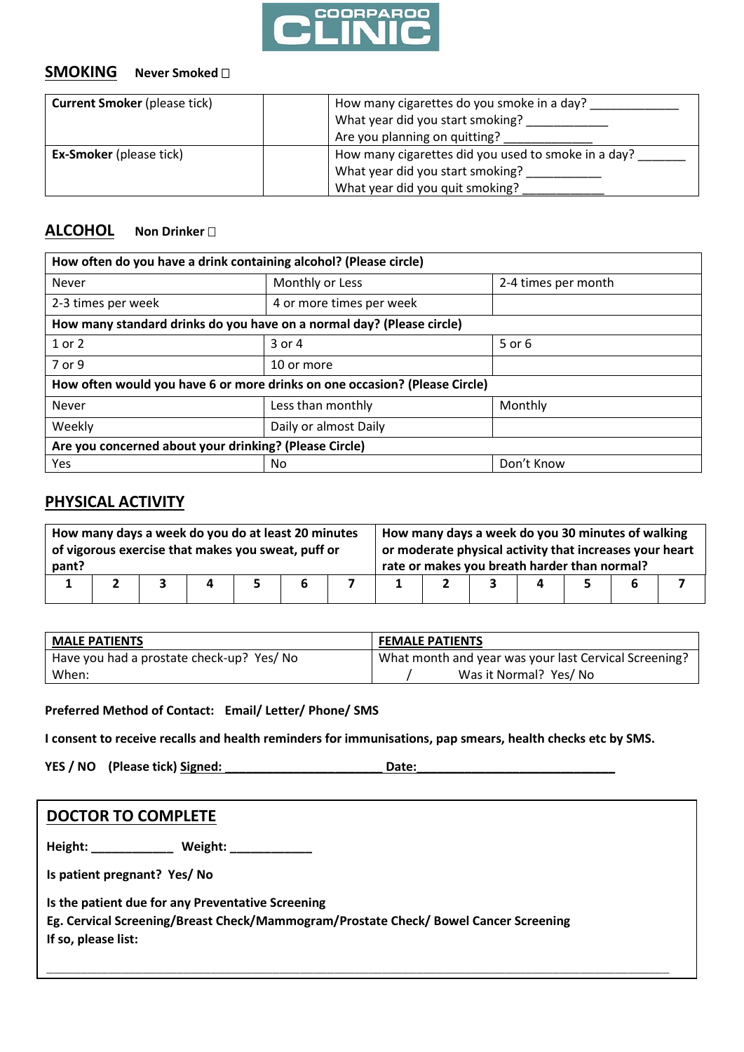COORPAROO CLINIC

## SMOKING    Never Smoked ☐

| | | |
|---|---|---|
| **Current Smoker** (please tick) | | How many cigarettes do you smoke in a day? _____________<br>What year did you start smoking? ____________<br>Are you planning on quitting? _____________ |
| **Ex-Smoker** (please tick) | | How many cigarettes did you used to smoke in a day? _______<br>What year did you start smoking? ___________<br>What year did you quit smoking? ____________ |

## ALCOHOL    Non Drinker ☐

| | | |
|---|---|---|
| **How often do you have a drink containing alcohol? (Please circle)** | | |
| Never | Monthly or Less | 2-4 times per month |
| 2-3 times per week | 4 or more times per week | |
| **How many standard drinks do you have on a normal day? (Please circle)** | | |
| 1 or 2 | 3 or 4 | 5 or 6 |
| 7 or 9 | 10 or more | |
| **How often would you have 6 or more drinks on one occasion? (Please Circle)** | | |
| Never | Less than monthly | Monthly |
| Weekly | Daily or almost Daily | |
| **Are you concerned about your drinking? (Please Circle)** | | |
| Yes | No | Don't Know |

## PHYSICAL ACTIVITY

| | | | | | | | | | | | | | |
|---|---|---|---|---|---|---|---|---|---|---|---|---|---|
| **How many days a week do you do at least 20 minutes of vigorous exercise that makes you sweat, puff or pant?** | | | | | | | **How many days a week do you 30 minutes of walking or moderate physical activity that increases your heart rate or makes you breath harder than normal?** | | | | | | |
| **1** | **2** | **3** | **4** | **5** | **6** | **7** | **1** | **2** | **3** | **4** | **5** | **6** | **7** |

| **MALE PATIENTS** | **FEMALE PATIENTS** |
|---|---|
| Have you had a prostate check-up? Yes/ No<br>When: | What month and year was your last Cervical Screening?<br>/ Was it Normal? Yes/ No |

**Preferred Method of Contact: Email/ Letter/ Phone/ SMS**

**I consent to receive recalls and health reminders for immunisations, pap smears, health checks etc by SMS.**

**YES / NO (Please tick) Signed: _______________________ Date:_____________________________**

## DOCTOR TO COMPLETE

**Height: ____________ Weight: ____________**

**Is patient pregnant? Yes/ No**

**Is the patient due for any Preventative Screening**
**Eg. Cervical Screening/Breast Check/Mammogram/Prostate Check/ Bowel Cancer Screening**
**If so, please list:**